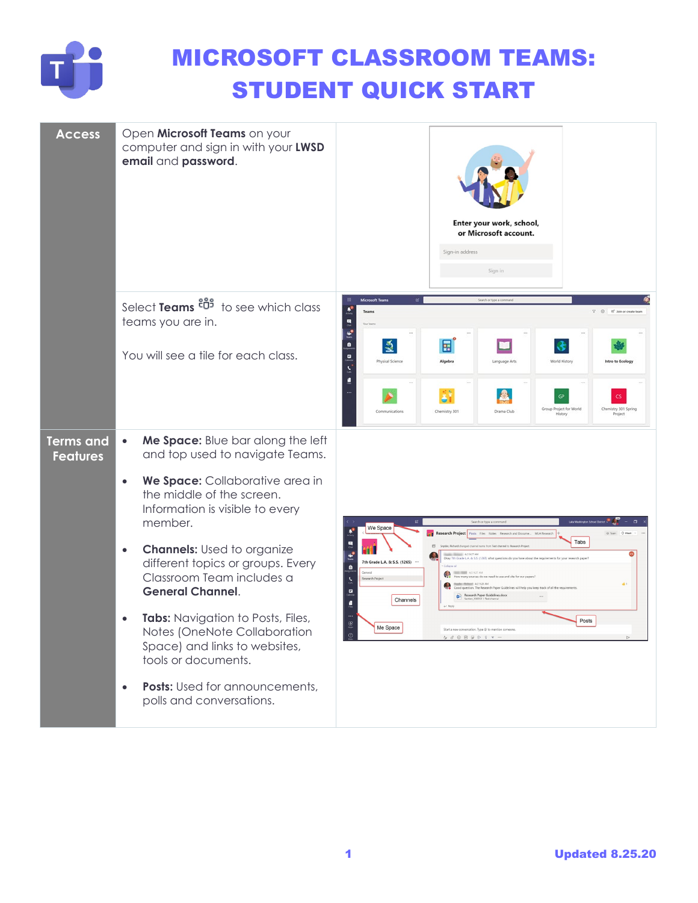# MICROSOFT CLASSROOM TEAMS: STUDENT QUICK START

| | | |
|---|---|---|
| **Access** | Open **Microsoft Teams** on your computer and sign in with your **LWSD email** and **password**. | |
| | Select **Teams** to see which class teams you are in.<br><br>You will see a tile for each class. | |
| **Terms and Features** | • **Me Space:** Blue bar along the left and top used to navigate Teams.<br>• **We Space:** Collaborative area in the middle of the screen. Information is visible to every member.<br>• **Channels:** Used to organize different topics or groups. Every Classroom Team includes a **General Channel**.<br>• **Tabs:** Navigation to Posts, Files, Notes (OneNote Collaboration Space) and links to websites, tools or documents.<br>• **Posts:** Used for announcements, polls and conversations. | |

Updated 8.25.20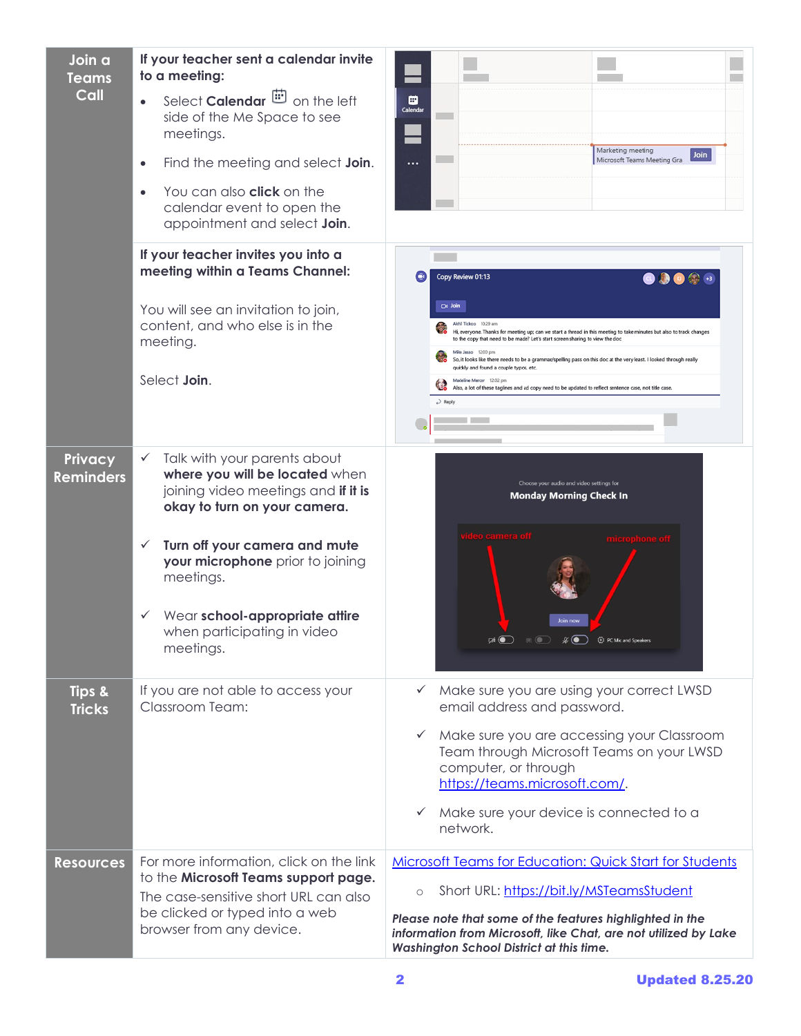| | | |
|---|---|---|
| **Join a Teams Call** | **If your teacher sent a calendar invite to a meeting:**<br>• Select **Calendar** on the left side of the Me Space to see meetings.<br>• Find the meeting and select **Join**.<br>• You can also **click** on the calendar event to open the appointment and select **Join**. | |
| | **If your teacher invites you into a meeting within a Teams Channel:**<br><br>You will see an invitation to join, content, and who else is in the meeting.<br><br>Select **Join**. | |
| **Privacy Reminders** | ✓ Talk with your parents about **where you will be located** when joining video meetings and **if it is okay to turn on your camera.**<br><br>✓ **Turn off your camera and mute your microphone** prior to joining meetings.<br><br>✓ Wear **school-appropriate attire** when participating in video meetings. | |
| **Tips & Tricks** | If you are not able to access your Classroom Team: | ✓ Make sure you are using your correct LWSD email address and password.<br><br>✓ Make sure you are accessing your Classroom Team through Microsoft Teams on your LWSD computer, or through https://teams.microsoft.com/.<br><br>✓ Make sure your device is connected to a network. |
| **Resources** | For more information, click on the link to the **Microsoft Teams support page.**<br>The case-sensitive short URL can also be clicked or typed into a web browser from any device. | Microsoft Teams for Education: Quick Start for Students<br>○ Short URL: https://bit.ly/MSTeamsStudent<br><br>***Please note that some of the features highlighted in the information from Microsoft, like Chat, are not utilized by Lake Washington School District at this time.*** |

**Updated 8.25.20**